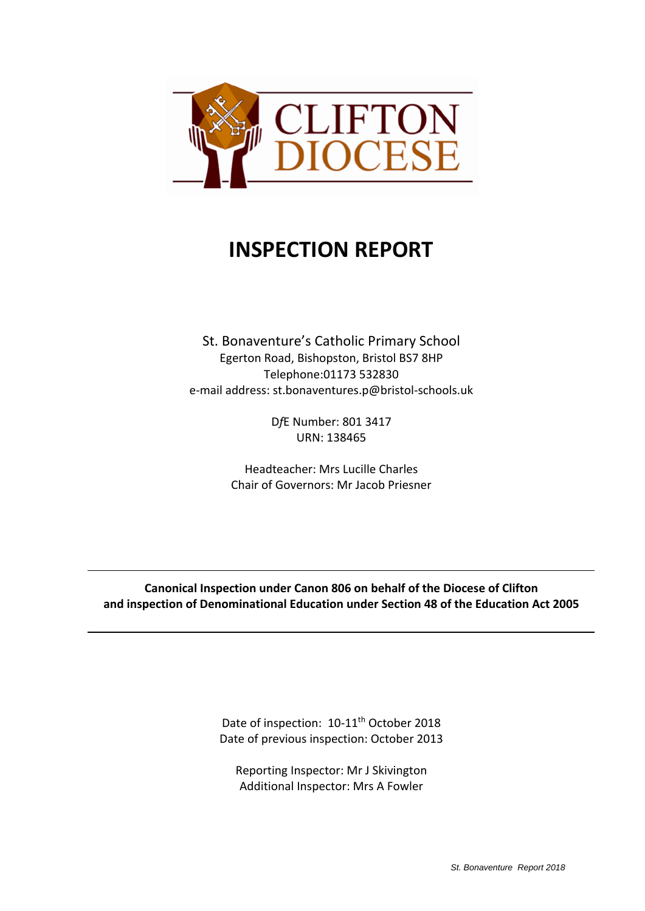CLIFTON DIOCESE

# INSPECTION REPORT

St. Bonaventure's Catholic Primary School
Egerton Road, Bishopston, Bristol BS7 8HP
Telephone:01173 532830
e-mail address: st.bonaventures.p@bristol-schools.uk

D*f*E Number: 801 3417
URN: 138465

Headteacher: Mrs Lucille Charles
Chair of Governors: Mr Jacob Priesner

---

**Canonical Inspection under Canon 806 on behalf of the Diocese of Clifton
and inspection of Denominational Education under Section 48 of the Education Act 2005**

---

Date of inspection: 10-11th October 2018
Date of previous inspection: October 2013

Reporting Inspector: Mr J Skivington
Additional Inspector: Mrs A Fowler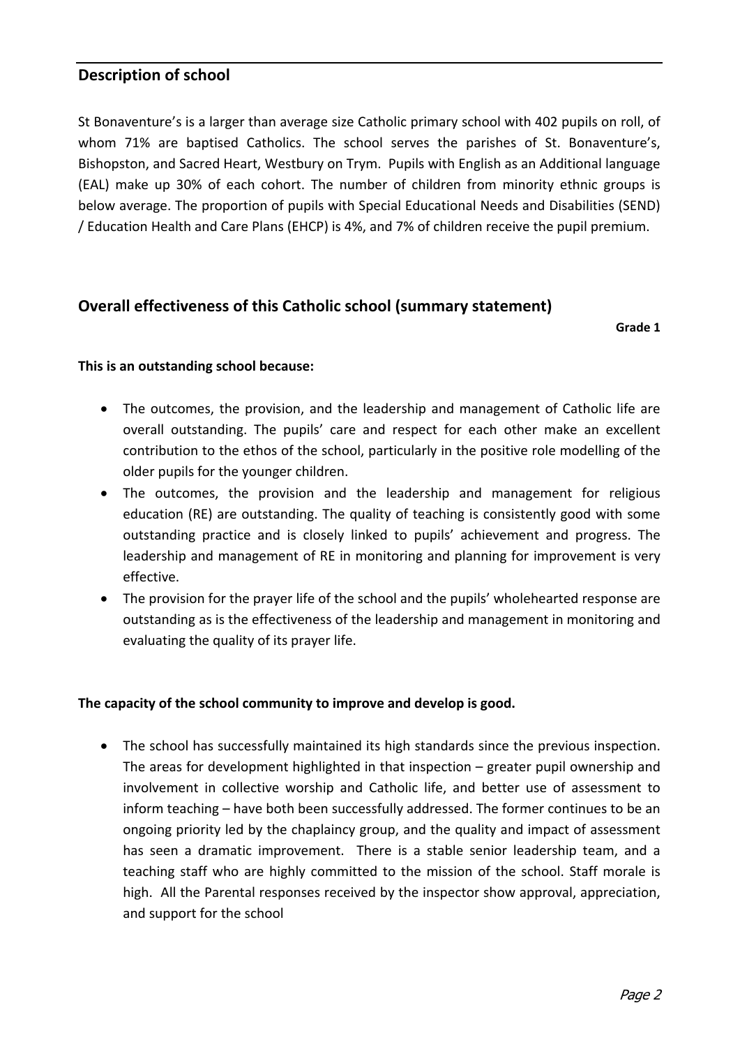## Description of school

St Bonaventure's is a larger than average size Catholic primary school with 402 pupils on roll, of whom 71% are baptised Catholics. The school serves the parishes of St. Bonaventure's, Bishopston, and Sacred Heart, Westbury on Trym. Pupils with English as an Additional language (EAL) make up 30% of each cohort. The number of children from minority ethnic groups is below average. The proportion of pupils with Special Educational Needs and Disabilities (SEND) / Education Health and Care Plans (EHCP) is 4%, and 7% of children receive the pupil premium.

## Overall effectiveness of this Catholic school (summary statement)

**Grade 1**

**This is an outstanding school because:**

- The outcomes, the provision, and the leadership and management of Catholic life are overall outstanding. The pupils' care and respect for each other make an excellent contribution to the ethos of the school, particularly in the positive role modelling of the older pupils for the younger children.
- The outcomes, the provision and the leadership and management for religious education (RE) are outstanding. The quality of teaching is consistently good with some outstanding practice and is closely linked to pupils' achievement and progress. The leadership and management of RE in monitoring and planning for improvement is very effective.
- The provision for the prayer life of the school and the pupils' wholehearted response are outstanding as is the effectiveness of the leadership and management in monitoring and evaluating the quality of its prayer life.

**The capacity of the school community to improve and develop is good.**

- The school has successfully maintained its high standards since the previous inspection. The areas for development highlighted in that inspection – greater pupil ownership and involvement in collective worship and Catholic life, and better use of assessment to inform teaching – have both been successfully addressed. The former continues to be an ongoing priority led by the chaplaincy group, and the quality and impact of assessment has seen a dramatic improvement. There is a stable senior leadership team, and a teaching staff who are highly committed to the mission of the school. Staff morale is high. All the Parental responses received by the inspector show approval, appreciation, and support for the school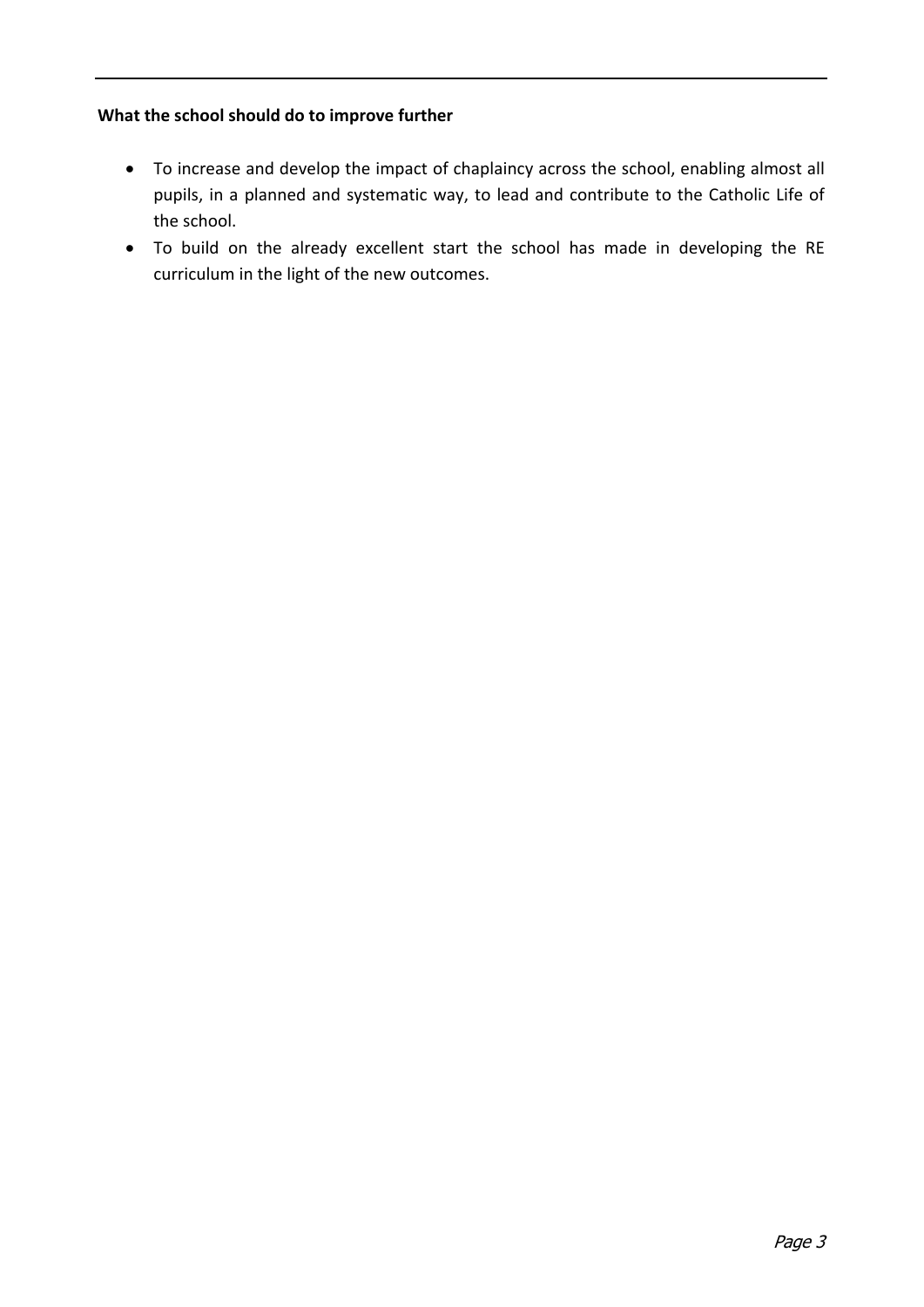**What the school should do to improve further**

- To increase and develop the impact of chaplaincy across the school, enabling almost all pupils, in a planned and systematic way, to lead and contribute to the Catholic Life of the school.
- To build on the already excellent start the school has made in developing the RE curriculum in the light of the new outcomes.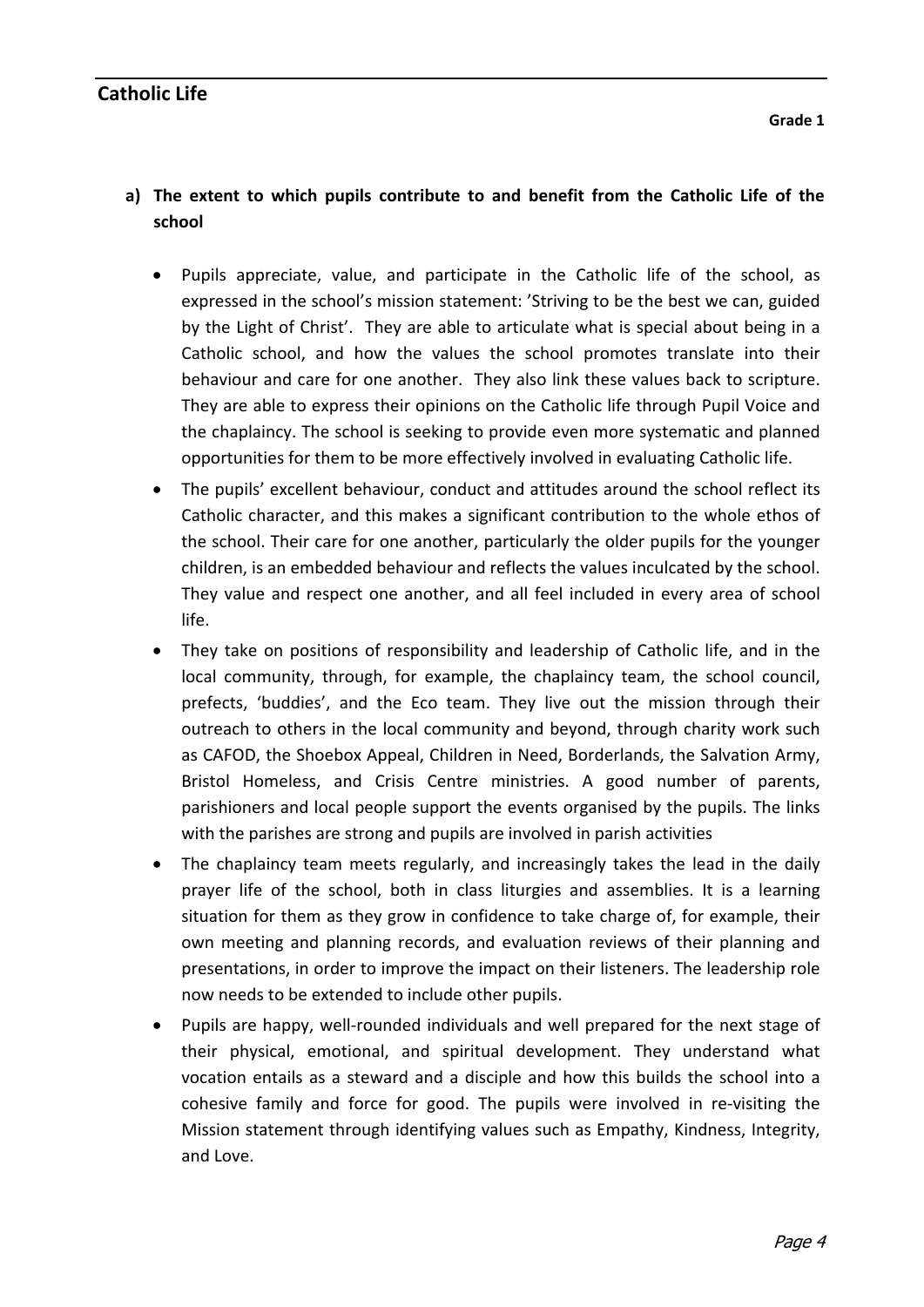## Catholic Life

**Grade 1**

**a) The extent to which pupils contribute to and benefit from the Catholic Life of the school**

- Pupils appreciate, value, and participate in the Catholic life of the school, as expressed in the school's mission statement: 'Striving to be the best we can, guided by the Light of Christ'. They are able to articulate what is special about being in a Catholic school, and how the values the school promotes translate into their behaviour and care for one another. They also link these values back to scripture. They are able to express their opinions on the Catholic life through Pupil Voice and the chaplaincy. The school is seeking to provide even more systematic and planned opportunities for them to be more effectively involved in evaluating Catholic life.
- The pupils' excellent behaviour, conduct and attitudes around the school reflect its Catholic character, and this makes a significant contribution to the whole ethos of the school. Their care for one another, particularly the older pupils for the younger children, is an embedded behaviour and reflects the values inculcated by the school. They value and respect one another, and all feel included in every area of school life.
- They take on positions of responsibility and leadership of Catholic life, and in the local community, through, for example, the chaplaincy team, the school council, prefects, 'buddies', and the Eco team. They live out the mission through their outreach to others in the local community and beyond, through charity work such as CAFOD, the Shoebox Appeal, Children in Need, Borderlands, the Salvation Army, Bristol Homeless, and Crisis Centre ministries. A good number of parents, parishioners and local people support the events organised by the pupils. The links with the parishes are strong and pupils are involved in parish activities
- The chaplaincy team meets regularly, and increasingly takes the lead in the daily prayer life of the school, both in class liturgies and assemblies. It is a learning situation for them as they grow in confidence to take charge of, for example, their own meeting and planning records, and evaluation reviews of their planning and presentations, in order to improve the impact on their listeners. The leadership role now needs to be extended to include other pupils.
- Pupils are happy, well-rounded individuals and well prepared for the next stage of their physical, emotional, and spiritual development. They understand what vocation entails as a steward and a disciple and how this builds the school into a cohesive family and force for good. The pupils were involved in re-visiting the Mission statement through identifying values such as Empathy, Kindness, Integrity, and Love.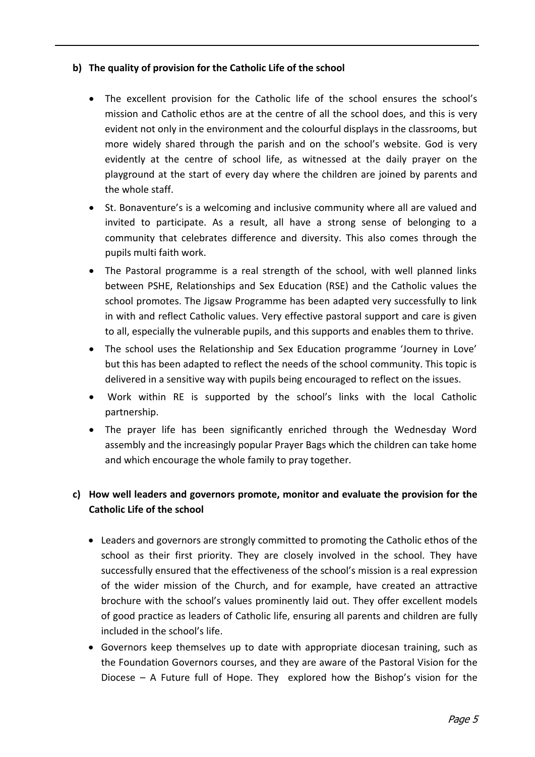### b) The quality of provision for the Catholic Life of the school

- The excellent provision for the Catholic life of the school ensures the school's mission and Catholic ethos are at the centre of all the school does, and this is very evident not only in the environment and the colourful displays in the classrooms, but more widely shared through the parish and on the school's website. God is very evidently at the centre of school life, as witnessed at the daily prayer on the playground at the start of every day where the children are joined by parents and the whole staff.
- St. Bonaventure's is a welcoming and inclusive community where all are valued and invited to participate. As a result, all have a strong sense of belonging to a community that celebrates difference and diversity. This also comes through the pupils multi faith work.
- The Pastoral programme is a real strength of the school, with well planned links between PSHE, Relationships and Sex Education (RSE) and the Catholic values the school promotes. The Jigsaw Programme has been adapted very successfully to link in with and reflect Catholic values. Very effective pastoral support and care is given to all, especially the vulnerable pupils, and this supports and enables them to thrive.
- The school uses the Relationship and Sex Education programme 'Journey in Love' but this has been adapted to reflect the needs of the school community. This topic is delivered in a sensitive way with pupils being encouraged to reflect on the issues.
- Work within RE is supported by the school's links with the local Catholic partnership.
- The prayer life has been significantly enriched through the Wednesday Word assembly and the increasingly popular Prayer Bags which the children can take home and which encourage the whole family to pray together.

### c) How well leaders and governors promote, monitor and evaluate the provision for the Catholic Life of the school

- Leaders and governors are strongly committed to promoting the Catholic ethos of the school as their first priority. They are closely involved in the school. They have successfully ensured that the effectiveness of the school's mission is a real expression of the wider mission of the Church, and for example, have created an attractive brochure with the school's values prominently laid out. They offer excellent models of good practice as leaders of Catholic life, ensuring all parents and children are fully included in the school's life.
- Governors keep themselves up to date with appropriate diocesan training, such as the Foundation Governors courses, and they are aware of the Pastoral Vision for the Diocese – A Future full of Hope. They explored how the Bishop's vision for the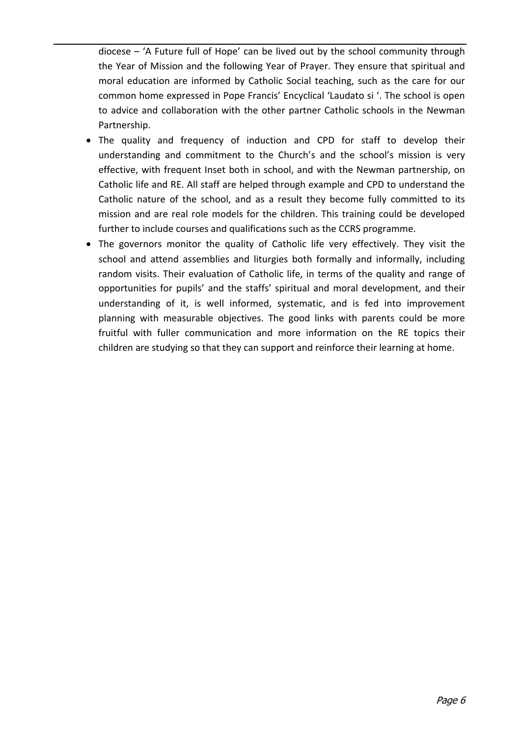diocese – 'A Future full of Hope' can be lived out by the school community through the Year of Mission and the following Year of Prayer. They ensure that spiritual and moral education are informed by Catholic Social teaching, such as the care for our common home expressed in Pope Francis' Encyclical 'Laudato si '. The school is open to advice and collaboration with the other partner Catholic schools in the Newman Partnership.

- The quality and frequency of induction and CPD for staff to develop their understanding and commitment to the Church's and the school's mission is very effective, with frequent Inset both in school, and with the Newman partnership, on Catholic life and RE. All staff are helped through example and CPD to understand the Catholic nature of the school, and as a result they become fully committed to its mission and are real role models for the children. This training could be developed further to include courses and qualifications such as the CCRS programme.
- The governors monitor the quality of Catholic life very effectively. They visit the school and attend assemblies and liturgies both formally and informally, including random visits. Their evaluation of Catholic life, in terms of the quality and range of opportunities for pupils' and the staffs' spiritual and moral development, and their understanding of it, is well informed, systematic, and is fed into improvement planning with measurable objectives. The good links with parents could be more fruitful with fuller communication and more information on the RE topics their children are studying so that they can support and reinforce their learning at home.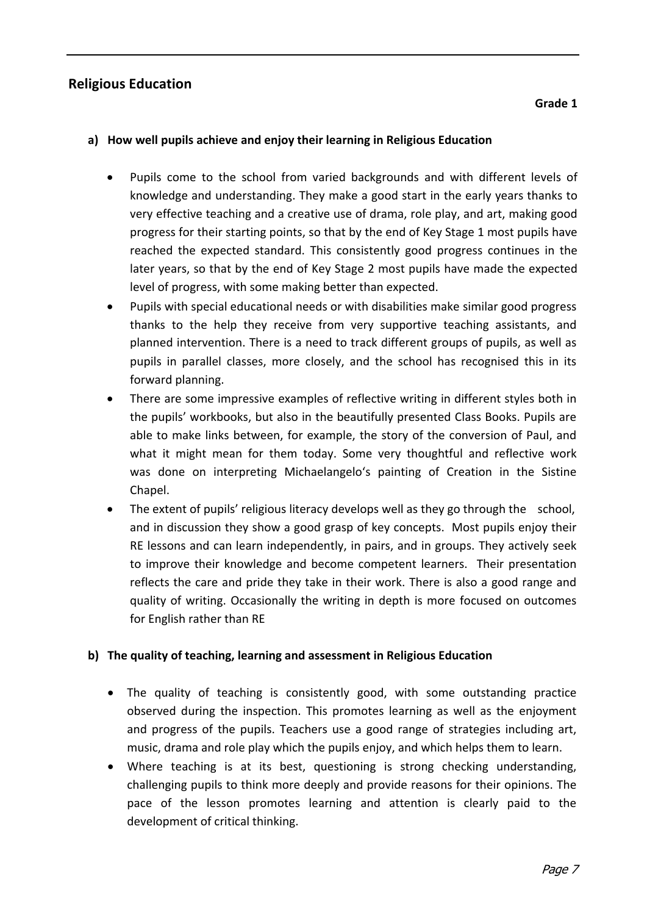## Religious Education

**Grade 1**

### a) How well pupils achieve and enjoy their learning in Religious Education

- Pupils come to the school from varied backgrounds and with different levels of knowledge and understanding. They make a good start in the early years thanks to very effective teaching and a creative use of drama, role play, and art, making good progress for their starting points, so that by the end of Key Stage 1 most pupils have reached the expected standard. This consistently good progress continues in the later years, so that by the end of Key Stage 2 most pupils have made the expected level of progress, with some making better than expected.
- Pupils with special educational needs or with disabilities make similar good progress thanks to the help they receive from very supportive teaching assistants, and planned intervention. There is a need to track different groups of pupils, as well as pupils in parallel classes, more closely, and the school has recognised this in its forward planning.
- There are some impressive examples of reflective writing in different styles both in the pupils' workbooks, but also in the beautifully presented Class Books. Pupils are able to make links between, for example, the story of the conversion of Paul, and what it might mean for them today. Some very thoughtful and reflective work was done on interpreting Michaelangelo's painting of Creation in the Sistine Chapel.
- The extent of pupils' religious literacy develops well as they go through the school, and in discussion they show a good grasp of key concepts. Most pupils enjoy their RE lessons and can learn independently, in pairs, and in groups. They actively seek to improve their knowledge and become competent learners. Their presentation reflects the care and pride they take in their work. There is also a good range and quality of writing. Occasionally the writing in depth is more focused on outcomes for English rather than RE

### b) The quality of teaching, learning and assessment in Religious Education

- The quality of teaching is consistently good, with some outstanding practice observed during the inspection. This promotes learning as well as the enjoyment and progress of the pupils. Teachers use a good range of strategies including art, music, drama and role play which the pupils enjoy, and which helps them to learn.
- Where teaching is at its best, questioning is strong checking understanding, challenging pupils to think more deeply and provide reasons for their opinions. The pace of the lesson promotes learning and attention is clearly paid to the development of critical thinking.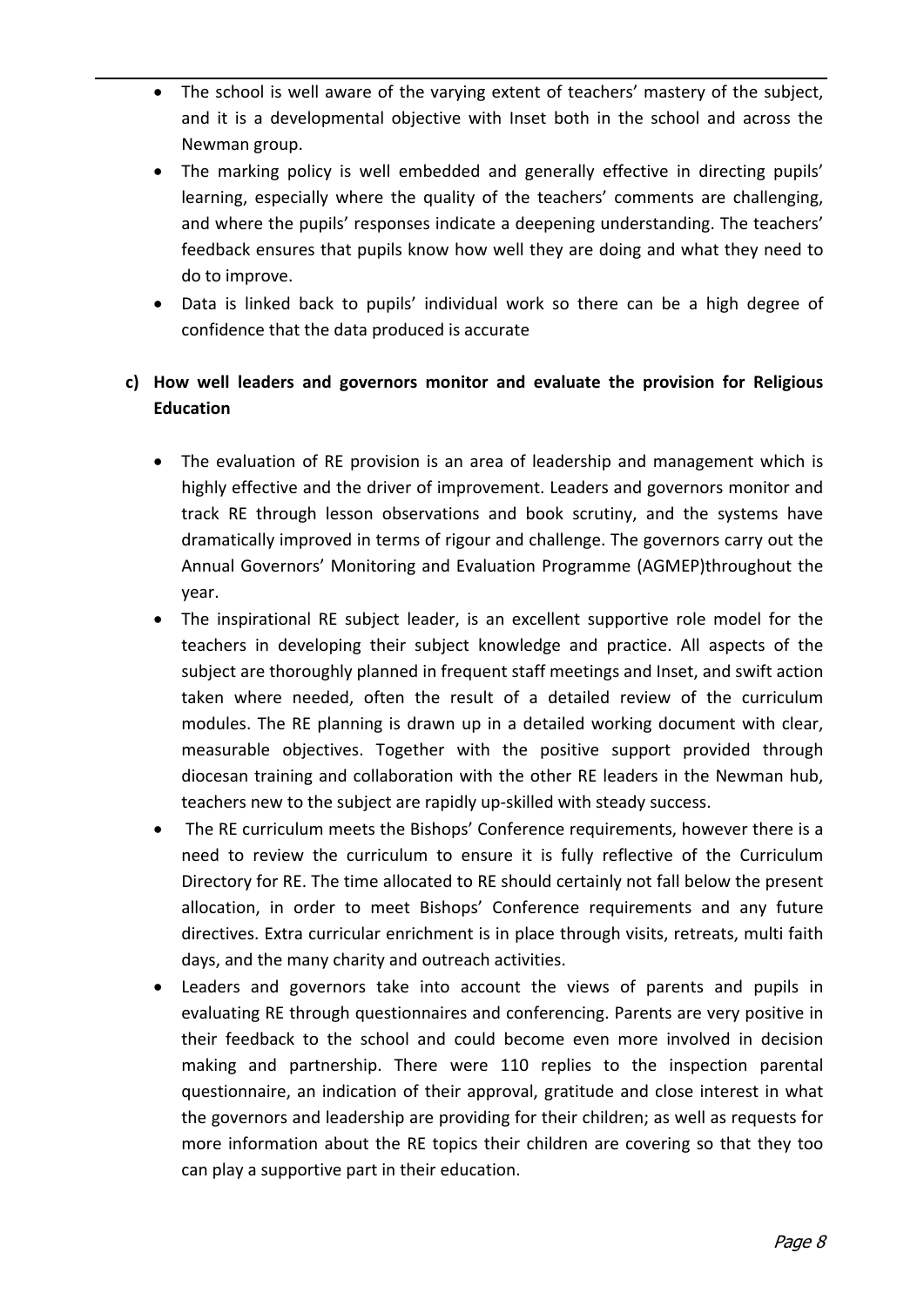- The school is well aware of the varying extent of teachers' mastery of the subject, and it is a developmental objective with Inset both in the school and across the Newman group.
- The marking policy is well embedded and generally effective in directing pupils' learning, especially where the quality of the teachers' comments are challenging, and where the pupils' responses indicate a deepening understanding. The teachers' feedback ensures that pupils know how well they are doing and what they need to do to improve.
- Data is linked back to pupils' individual work so there can be a high degree of confidence that the data produced is accurate

**c) How well leaders and governors monitor and evaluate the provision for Religious Education**

- The evaluation of RE provision is an area of leadership and management which is highly effective and the driver of improvement. Leaders and governors monitor and track RE through lesson observations and book scrutiny, and the systems have dramatically improved in terms of rigour and challenge. The governors carry out the Annual Governors' Monitoring and Evaluation Programme (AGMEP)throughout the year.
- The inspirational RE subject leader, is an excellent supportive role model for the teachers in developing their subject knowledge and practice. All aspects of the subject are thoroughly planned in frequent staff meetings and Inset, and swift action taken where needed, often the result of a detailed review of the curriculum modules. The RE planning is drawn up in a detailed working document with clear, measurable objectives. Together with the positive support provided through diocesan training and collaboration with the other RE leaders in the Newman hub, teachers new to the subject are rapidly up-skilled with steady success.
- The RE curriculum meets the Bishops' Conference requirements, however there is a need to review the curriculum to ensure it is fully reflective of the Curriculum Directory for RE. The time allocated to RE should certainly not fall below the present allocation, in order to meet Bishops' Conference requirements and any future directives. Extra curricular enrichment is in place through visits, retreats, multi faith days, and the many charity and outreach activities.
- Leaders and governors take into account the views of parents and pupils in evaluating RE through questionnaires and conferencing. Parents are very positive in their feedback to the school and could become even more involved in decision making and partnership. There were 110 replies to the inspection parental questionnaire, an indication of their approval, gratitude and close interest in what the governors and leadership are providing for their children; as well as requests for more information about the RE topics their children are covering so that they too can play a supportive part in their education.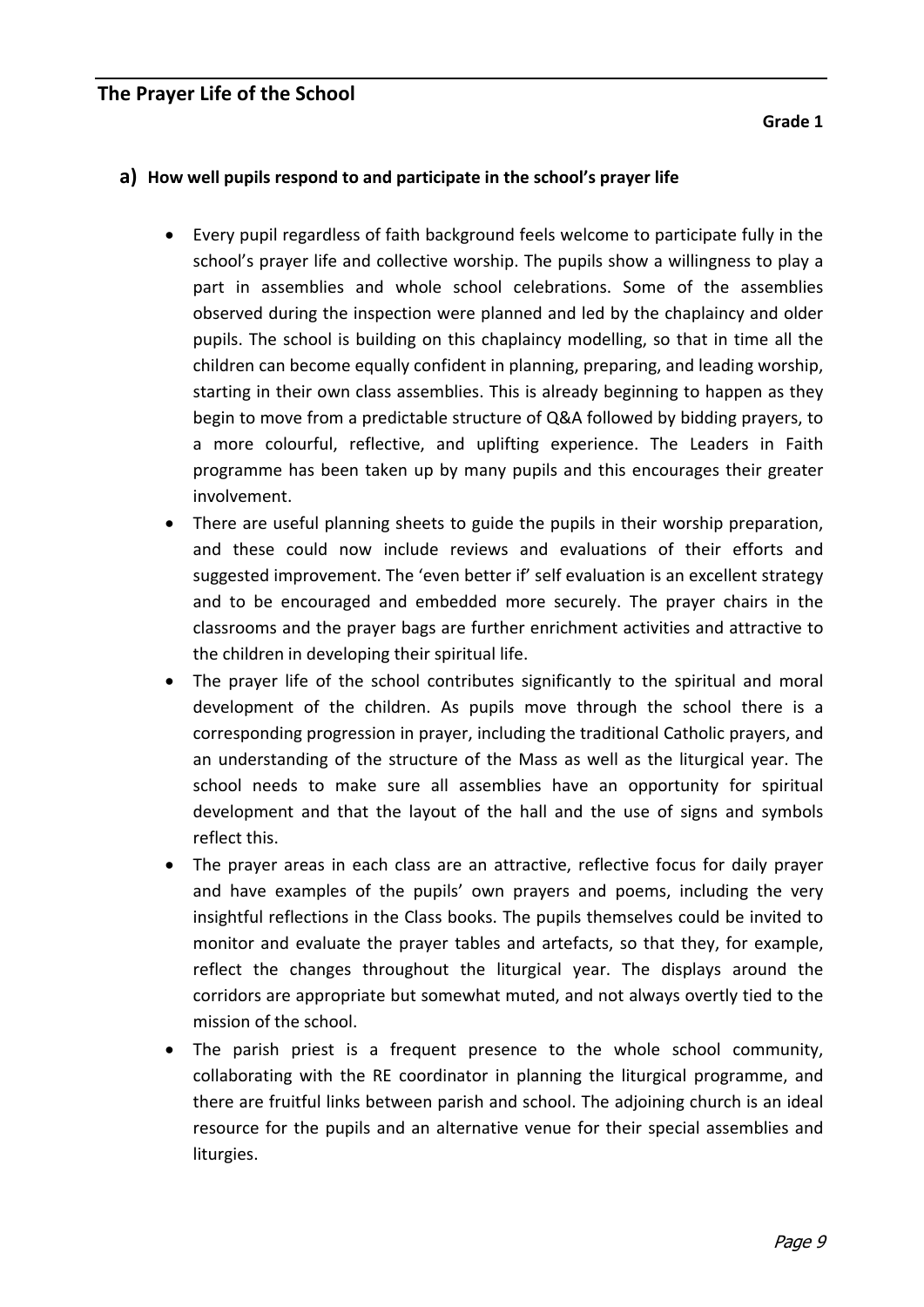## The Prayer Life of the School

**Grade 1**

### a) How well pupils respond to and participate in the school's prayer life

- Every pupil regardless of faith background feels welcome to participate fully in the school's prayer life and collective worship. The pupils show a willingness to play a part in assemblies and whole school celebrations. Some of the assemblies observed during the inspection were planned and led by the chaplaincy and older pupils. The school is building on this chaplaincy modelling, so that in time all the children can become equally confident in planning, preparing, and leading worship, starting in their own class assemblies. This is already beginning to happen as they begin to move from a predictable structure of Q&A followed by bidding prayers, to a more colourful, reflective, and uplifting experience. The Leaders in Faith programme has been taken up by many pupils and this encourages their greater involvement.
- There are useful planning sheets to guide the pupils in their worship preparation, and these could now include reviews and evaluations of their efforts and suggested improvement. The 'even better if' self evaluation is an excellent strategy and to be encouraged and embedded more securely. The prayer chairs in the classrooms and the prayer bags are further enrichment activities and attractive to the children in developing their spiritual life.
- The prayer life of the school contributes significantly to the spiritual and moral development of the children. As pupils move through the school there is a corresponding progression in prayer, including the traditional Catholic prayers, and an understanding of the structure of the Mass as well as the liturgical year. The school needs to make sure all assemblies have an opportunity for spiritual development and that the layout of the hall and the use of signs and symbols reflect this.
- The prayer areas in each class are an attractive, reflective focus for daily prayer and have examples of the pupils' own prayers and poems, including the very insightful reflections in the Class books. The pupils themselves could be invited to monitor and evaluate the prayer tables and artefacts, so that they, for example, reflect the changes throughout the liturgical year. The displays around the corridors are appropriate but somewhat muted, and not always overtly tied to the mission of the school.
- The parish priest is a frequent presence to the whole school community, collaborating with the RE coordinator in planning the liturgical programme, and there are fruitful links between parish and school. The adjoining church is an ideal resource for the pupils and an alternative venue for their special assemblies and liturgies.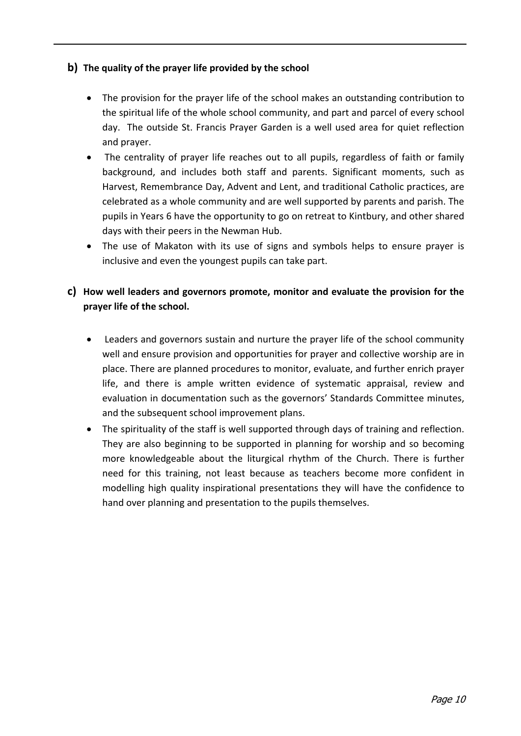**b) The quality of the prayer life provided by the school**

- The provision for the prayer life of the school makes an outstanding contribution to the spiritual life of the whole school community, and part and parcel of every school day. The outside St. Francis Prayer Garden is a well used area for quiet reflection and prayer.
- The centrality of prayer life reaches out to all pupils, regardless of faith or family background, and includes both staff and parents. Significant moments, such as Harvest, Remembrance Day, Advent and Lent, and traditional Catholic practices, are celebrated as a whole community and are well supported by parents and parish. The pupils in Years 6 have the opportunity to go on retreat to Kintbury, and other shared days with their peers in the Newman Hub.
- The use of Makaton with its use of signs and symbols helps to ensure prayer is inclusive and even the youngest pupils can take part.

**c) How well leaders and governors promote, monitor and evaluate the provision for the prayer life of the school.**

- Leaders and governors sustain and nurture the prayer life of the school community well and ensure provision and opportunities for prayer and collective worship are in place. There are planned procedures to monitor, evaluate, and further enrich prayer life, and there is ample written evidence of systematic appraisal, review and evaluation in documentation such as the governors' Standards Committee minutes, and the subsequent school improvement plans.
- The spirituality of the staff is well supported through days of training and reflection. They are also beginning to be supported in planning for worship and so becoming more knowledgeable about the liturgical rhythm of the Church. There is further need for this training, not least because as teachers become more confident in modelling high quality inspirational presentations they will have the confidence to hand over planning and presentation to the pupils themselves.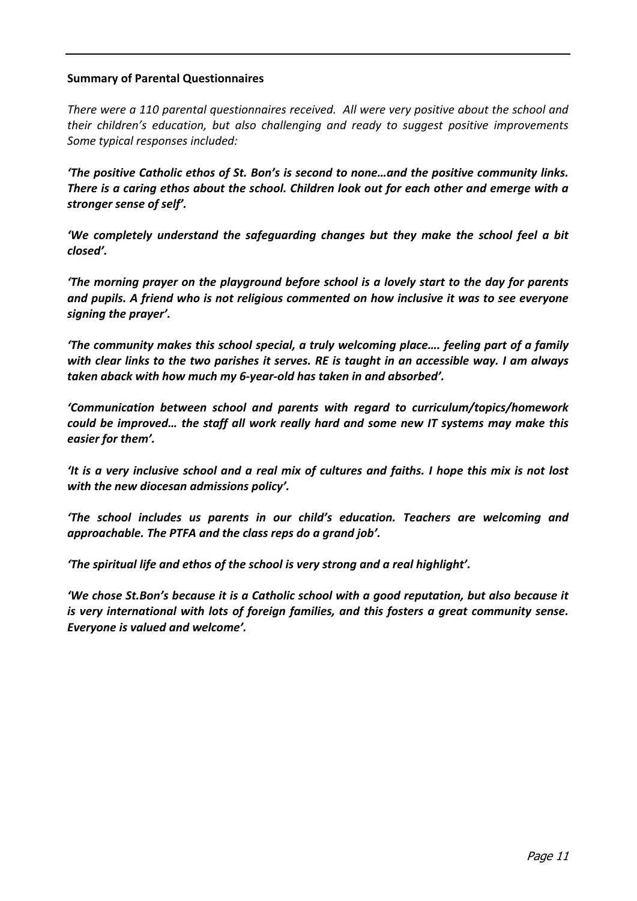**Summary of Parental Questionnaires**

*There were a 110 parental questionnaires received. All were very positive about the school and their children's education, but also challenging and ready to suggest positive improvements Some typical responses included:*

***'The positive Catholic ethos of St. Bon's is second to none…and the positive community links. There is a caring ethos about the school. Children look out for each other and emerge with a stronger sense of self'.***

***'We completely understand the safeguarding changes but they make the school feel a bit closed'.***

***'The morning prayer on the playground before school is a lovely start to the day for parents and pupils. A friend who is not religious commented on how inclusive it was to see everyone signing the prayer'.***

***'The community makes this school special, a truly welcoming place…. feeling part of a family with clear links to the two parishes it serves. RE is taught in an accessible way. I am always taken aback with how much my 6-year-old has taken in and absorbed'.***

***'Communication between school and parents with regard to curriculum/topics/homework could be improved… the staff all work really hard and some new IT systems may make this easier for them'.***

***'It is a very inclusive school and a real mix of cultures and faiths. I hope this mix is not lost with the new diocesan admissions policy'.***

***'The school includes us parents in our child's education. Teachers are welcoming and approachable. The PTFA and the class reps do a grand job'.***

***'The spiritual life and ethos of the school is very strong and a real highlight'.***

***'We chose St.Bon's because it is a Catholic school with a good reputation, but also because it is very international with lots of foreign families, and this fosters a great community sense. Everyone is valued and welcome'.***